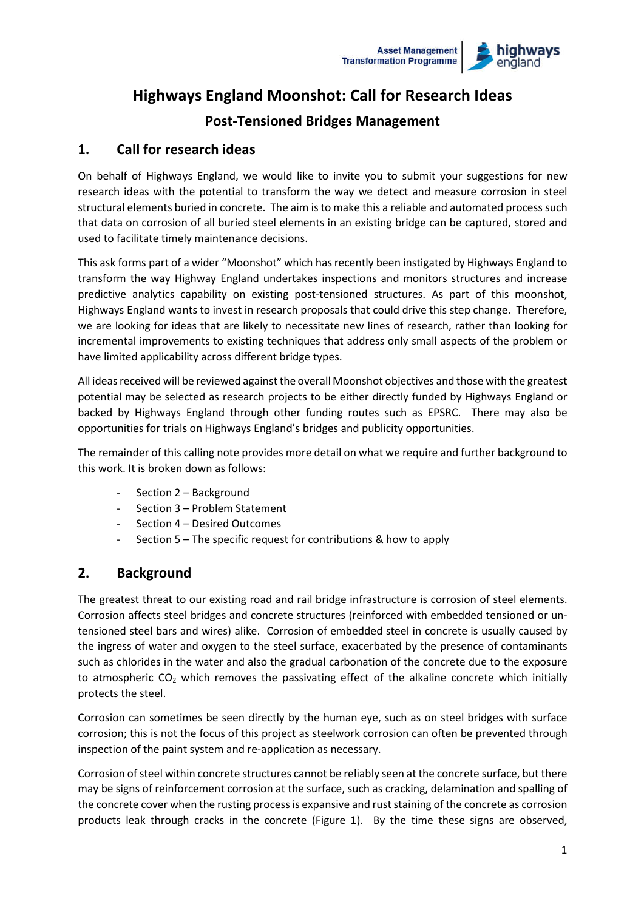# Highways England Moonshot: Call for Research Ideas

## Post-Tensioned Bridges Management

## 1. Call for research ideas

On behalf of Highways England, we would like to invite you to submit your suggestions for new research ideas with the potential to transform the way we detect and measure corrosion in steel structural elements buried in concrete. The aim is to make this a reliable and automated process such that data on corrosion of all buried steel elements in an existing bridge can be captured, stored and used to facilitate timely maintenance decisions.

This ask forms part of a wider "Moonshot" which has recently been instigated by Highways England to transform the way Highway England undertakes inspections and monitors structures and increase predictive analytics capability on existing post-tensioned structures. As part of this moonshot, Highways England wants to invest in research proposals that could drive this step change. Therefore, we are looking for ideas that are likely to necessitate new lines of research, rather than looking for incremental improvements to existing techniques that address only small aspects of the problem or have limited applicability across different bridge types.

All ideas received will be reviewed against the overall Moonshot objectives and those with the greatest potential may be selected as research projects to be either directly funded by Highways England or backed by Highways England through other funding routes such as EPSRC. There may also be opportunities for trials on Highways England's bridges and publicity opportunities.

The remainder of this calling note provides more detail on what we require and further background to this work. It is broken down as follows:

- Section 2 – Background
- Section 3 – Problem Statement
- Section 4 – Desired Outcomes
- Section 5 – The specific request for contributions & how to apply

## 2. Background

The greatest threat to our existing road and rail bridge infrastructure is corrosion of steel elements. Corrosion affects steel bridges and concrete structures (reinforced with embedded tensioned or un-tensioned steel bars and wires) alike. Corrosion of embedded steel in concrete is usually caused by the ingress of water and oxygen to the steel surface, exacerbated by the presence of contaminants such as chlorides in the water and also the gradual carbonation of the concrete due to the exposure to atmospheric $CO_2$ which removes the passivating effect of the alkaline concrete which initially protects the steel.

Corrosion can sometimes be seen directly by the human eye, such as on steel bridges with surface corrosion; this is not the focus of this project as steelwork corrosion can often be prevented through inspection of the paint system and re-application as necessary.

Corrosion of steel within concrete structures cannot be reliably seen at the concrete surface, but there may be signs of reinforcement corrosion at the surface, such as cracking, delamination and spalling of the concrete cover when the rusting process is expansive and rust staining of the concrete as corrosion products leak through cracks in the concrete (Figure 1). By the time these signs are observed,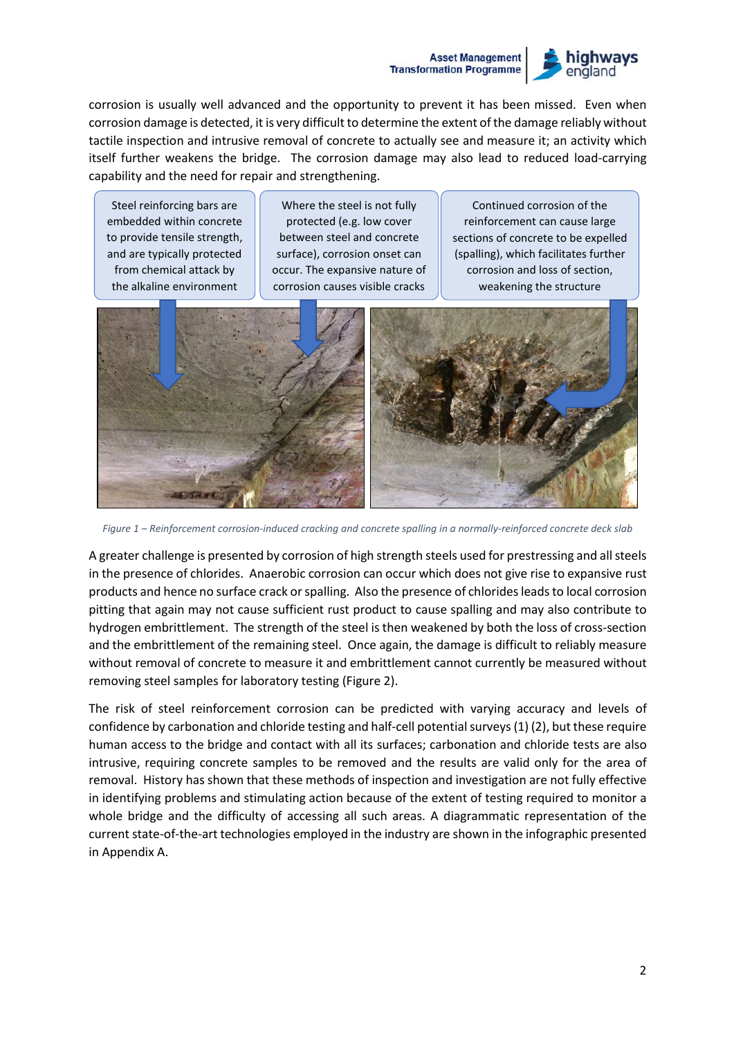corrosion is usually well advanced and the opportunity to prevent it has been missed. Even when corrosion damage is detected, it is very difficult to determine the extent of the damage reliably without tactile inspection and intrusive removal of concrete to actually see and measure it; an activity which itself further weakens the bridge. The corrosion damage may also lead to reduced load-carrying capability and the need for repair and strengthening.

Steel reinforcing bars are embedded within concrete to provide tensile strength, and are typically protected from chemical attack by the alkaline environment

Where the steel is not fully protected (e.g. low cover between steel and concrete surface), corrosion onset can occur. The expansive nature of corrosion causes visible cracks

Continued corrosion of the reinforcement can cause large sections of concrete to be expelled (spalling), which facilitates further corrosion and loss of section, weakening the structure

*Figure 1 – Reinforcement corrosion-induced cracking and concrete spalling in a normally-reinforced concrete deck slab*

A greater challenge is presented by corrosion of high strength steels used for prestressing and all steels in the presence of chlorides. Anaerobic corrosion can occur which does not give rise to expansive rust products and hence no surface crack or spalling. Also the presence of chlorides leads to local corrosion pitting that again may not cause sufficient rust product to cause spalling and may also contribute to hydrogen embrittlement. The strength of the steel is then weakened by both the loss of cross-section and the embrittlement of the remaining steel. Once again, the damage is difficult to reliably measure without removal of concrete to measure it and embrittlement cannot currently be measured without removing steel samples for laboratory testing (Figure 2).

The risk of steel reinforcement corrosion can be predicted with varying accuracy and levels of confidence by carbonation and chloride testing and half-cell potential surveys (1) (2), but these require human access to the bridge and contact with all its surfaces; carbonation and chloride tests are also intrusive, requiring concrete samples to be removed and the results are valid only for the area of removal. History has shown that these methods of inspection and investigation are not fully effective in identifying problems and stimulating action because of the extent of testing required to monitor a whole bridge and the difficulty of accessing all such areas. A diagrammatic representation of the current state-of-the-art technologies employed in the industry are shown in the infographic presented in Appendix A.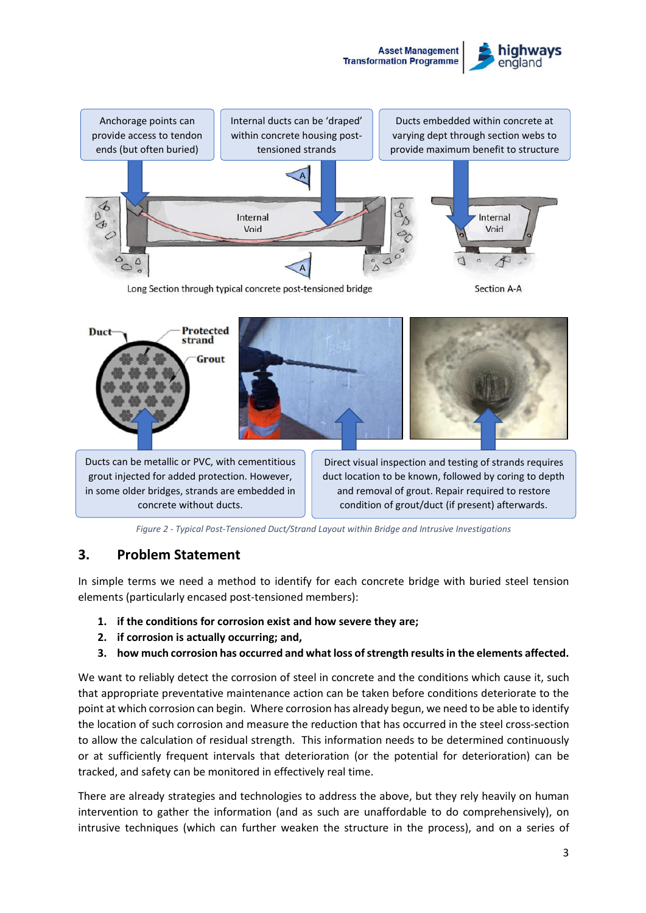Anchorage points can provide access to tendon ends (but often buried)

Internal ducts can be 'draped' within concrete housing post-tensioned strands

Ducts embedded within concrete at varying dept through section webs to provide maximum benefit to structure

Long Section through typical concrete post-tensioned bridge

Section A-A

Ducts can be metallic or PVC, with cementitious grout injected for added protection. However, in some older bridges, strands are embedded in concrete without ducts.

Direct visual inspection and testing of strands requires duct location to be known, followed by coring to depth and removal of grout. Repair required to restore condition of grout/duct (if present) afterwards.

*Figure 2 - Typical Post-Tensioned Duct/Strand Layout within Bridge and Intrusive Investigations*

## 3. Problem Statement

In simple terms we need a method to identify for each concrete bridge with buried steel tension elements (particularly encased post-tensioned members):

1. **if the conditions for corrosion exist and how severe they are;**
2. **if corrosion is actually occurring; and,**
3. **how much corrosion has occurred and what loss of strength results in the elements affected.**

We want to reliably detect the corrosion of steel in concrete and the conditions which cause it, such that appropriate preventative maintenance action can be taken before conditions deteriorate to the point at which corrosion can begin. Where corrosion has already begun, we need to be able to identify the location of such corrosion and measure the reduction that has occurred in the steel cross-section to allow the calculation of residual strength. This information needs to be determined continuously or at sufficiently frequent intervals that deterioration (or the potential for deterioration) can be tracked, and safety can be monitored in effectively real time.

There are already strategies and technologies to address the above, but they rely heavily on human intervention to gather the information (and as such are unaffordable to do comprehensively), on intrusive techniques (which can further weaken the structure in the process), and on a series of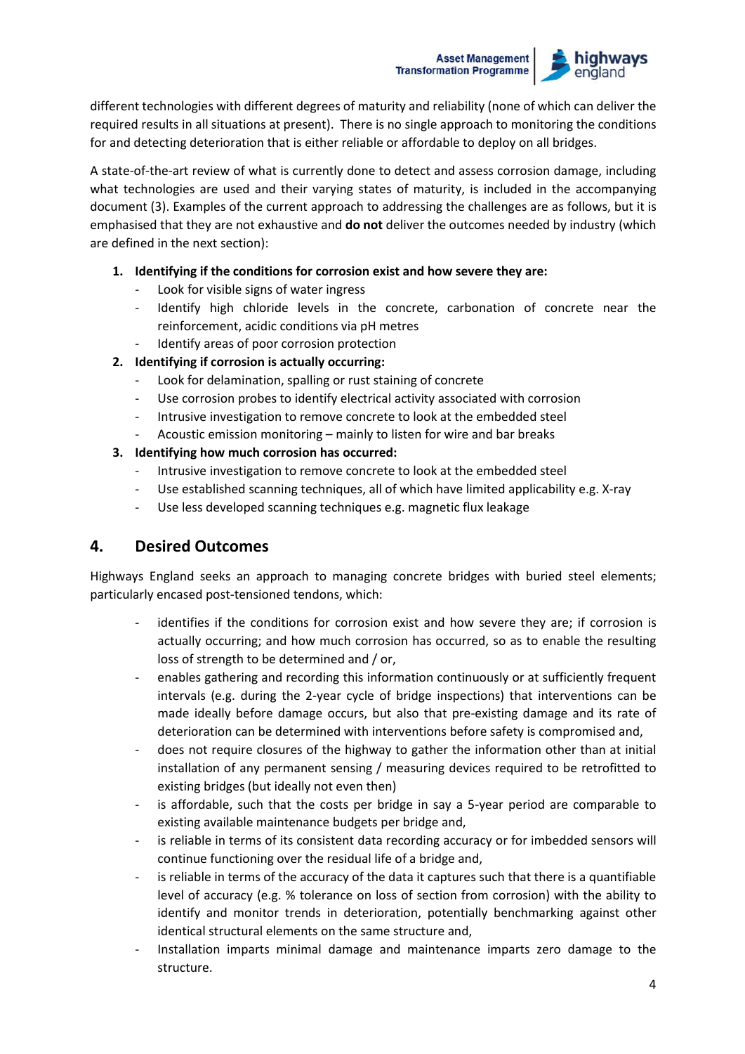different technologies with different degrees of maturity and reliability (none of which can deliver the required results in all situations at present). There is no single approach to monitoring the conditions for and detecting deterioration that is either reliable or affordable to deploy on all bridges.

A state-of-the-art review of what is currently done to detect and assess corrosion damage, including what technologies are used and their varying states of maturity, is included in the accompanying document (3). Examples of the current approach to addressing the challenges are as follows, but it is emphasised that they are not exhaustive and **do not** deliver the outcomes needed by industry (which are defined in the next section):

1. **Identifying if the conditions for corrosion exist and how severe they are:**
    - Look for visible signs of water ingress
    - Identify high chloride levels in the concrete, carbonation of concrete near the reinforcement, acidic conditions via pH metres
    - Identify areas of poor corrosion protection
2. **Identifying if corrosion is actually occurring:**
    - Look for delamination, spalling or rust staining of concrete
    - Use corrosion probes to identify electrical activity associated with corrosion
    - Intrusive investigation to remove concrete to look at the embedded steel
    - Acoustic emission monitoring – mainly to listen for wire and bar breaks
3. **Identifying how much corrosion has occurred:**
    - Intrusive investigation to remove concrete to look at the embedded steel
    - Use established scanning techniques, all of which have limited applicability e.g. X-ray
    - Use less developed scanning techniques e.g. magnetic flux leakage

## 4. Desired Outcomes

Highways England seeks an approach to managing concrete bridges with buried steel elements; particularly encased post-tensioned tendons, which:

- identifies if the conditions for corrosion exist and how severe they are; if corrosion is actually occurring; and how much corrosion has occurred, so as to enable the resulting loss of strength to be determined and / or,
- enables gathering and recording this information continuously or at sufficiently frequent intervals (e.g. during the 2-year cycle of bridge inspections) that interventions can be made ideally before damage occurs, but also that pre-existing damage and its rate of deterioration can be determined with interventions before safety is compromised and,
- does not require closures of the highway to gather the information other than at initial installation of any permanent sensing / measuring devices required to be retrofitted to existing bridges (but ideally not even then)
- is affordable, such that the costs per bridge in say a 5-year period are comparable to existing available maintenance budgets per bridge and,
- is reliable in terms of its consistent data recording accuracy or for imbedded sensors will continue functioning over the residual life of a bridge and,
- is reliable in terms of the accuracy of the data it captures such that there is a quantifiable level of accuracy (e.g. % tolerance on loss of section from corrosion) with the ability to identify and monitor trends in deterioration, potentially benchmarking against other identical structural elements on the same structure and,
- Installation imparts minimal damage and maintenance imparts zero damage to the structure.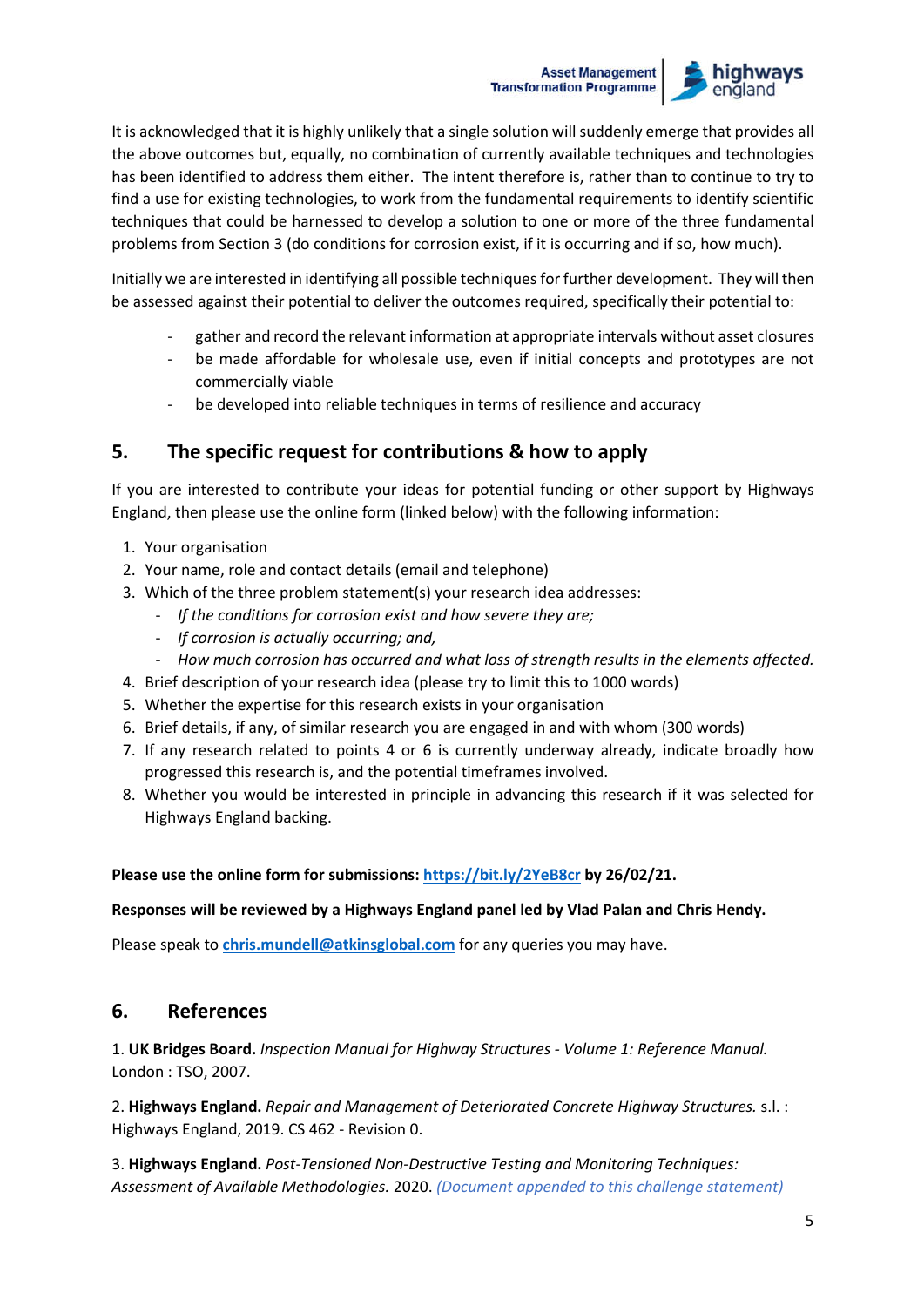It is acknowledged that it is highly unlikely that a single solution will suddenly emerge that provides all the above outcomes but, equally, no combination of currently available techniques and technologies has been identified to address them either. The intent therefore is, rather than to continue to try to find a use for existing technologies, to work from the fundamental requirements to identify scientific techniques that could be harnessed to develop a solution to one or more of the three fundamental problems from Section 3 (do conditions for corrosion exist, if it is occurring and if so, how much).

Initially we are interested in identifying all possible techniques for further development. They will then be assessed against their potential to deliver the outcomes required, specifically their potential to:

- gather and record the relevant information at appropriate intervals without asset closures
- be made affordable for wholesale use, even if initial concepts and prototypes are not commercially viable
- be developed into reliable techniques in terms of resilience and accuracy

## 5. The specific request for contributions & how to apply

If you are interested to contribute your ideas for potential funding or other support by Highways England, then please use the online form (linked below) with the following information:

1. Your organisation
2. Your name, role and contact details (email and telephone)
3. Which of the three problem statement(s) your research idea addresses:
   - *If the conditions for corrosion exist and how severe they are;*
   - *If corrosion is actually occurring; and,*
   - *How much corrosion has occurred and what loss of strength results in the elements affected.*
4. Brief description of your research idea (please try to limit this to 1000 words)
5. Whether the expertise for this research exists in your organisation
6. Brief details, if any, of similar research you are engaged in and with whom (300 words)
7. If any research related to points 4 or 6 is currently underway already, indicate broadly how progressed this research is, and the potential timeframes involved.
8. Whether you would be interested in principle in advancing this research if it was selected for Highways England backing.

**Please use the online form for submissions: [https://bit.ly/2YeB8cr](https://bit.ly/2YeB8cr) by 26/02/21.**

**Responses will be reviewed by a Highways England panel led by Vlad Palan and Chris Hendy.**

Please speak to **[chris.mundell@atkinsglobal.com](mailto:chris.mundell@atkinsglobal.com)** for any queries you may have.

## 6. References

1. **UK Bridges Board.** *Inspection Manual for Highway Structures - Volume 1: Reference Manual.* London : TSO, 2007.

2. **Highways England.** *Repair and Management of Deteriorated Concrete Highway Structures.* s.l. : Highways England, 2019. CS 462 - Revision 0.

3. **Highways England.** *Post-Tensioned Non-Destructive Testing and Monitoring Techniques: Assessment of Available Methodologies.* 2020. *(Document appended to this challenge statement)*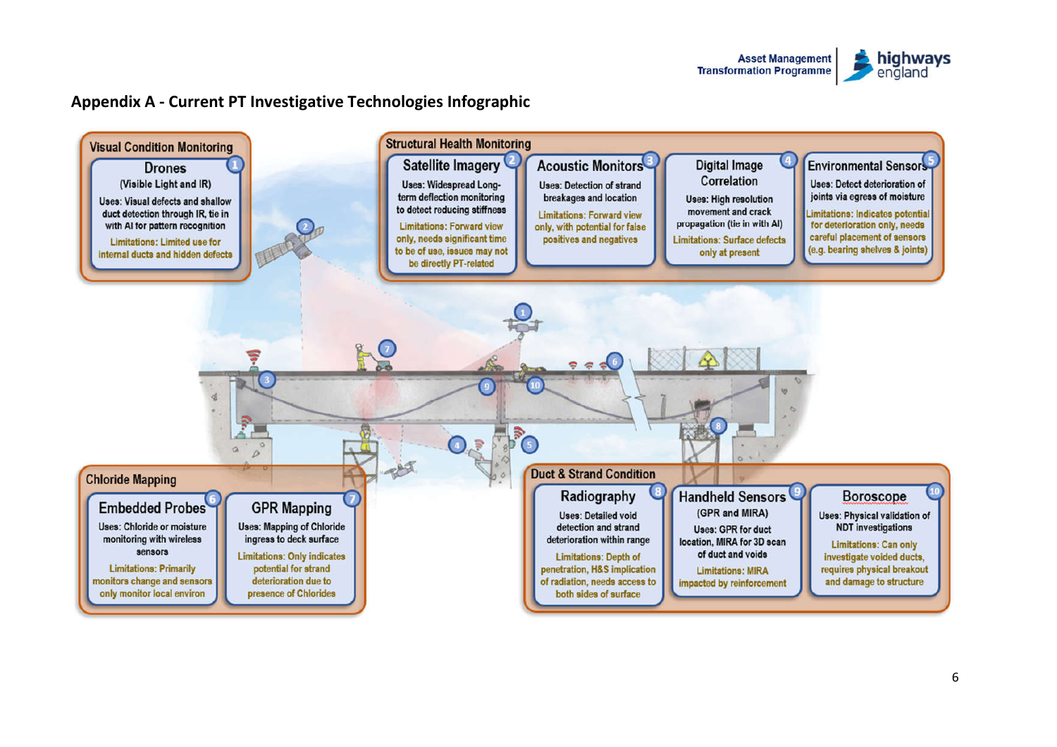## Appendix A - Current PT Investigative Technologies Infographic

### Visual Condition Monitoring

**Drones** (1)
(Visible Light and IR)
Uses: Visual defects and shallow duct detection through IR, tie in with AI for pattern recognition
Limitations: Limited use for internal ducts and hidden defects

### Structural Health Monitoring

**Satellite Imagery** (2)
Uses: Widespread Long-term deflection monitoring to detect reducing stiffness
Limitations: Forward view only, needs significant time to be of use, issues may not be directly PT-related

**Acoustic Monitors** (3)
Uses: Detection of strand breakages and location
Limitations: Forward view only, with potential for false positives and negatives

**Digital Image Correlation** (4)
Uses: High resolution movement and crack propagation (tie in with AI)
Limitations: Surface defects only at present

**Environmental Sensors** (5)
Uses: Detect deterioration of joints via egress of moisture
Limitations: Indicates potential for deterioration only, needs careful placement of sensors (e.g. bearing shelves & joints)

### Chloride Mapping

**Embedded Probes** (6)
Uses: Chloride or moisture monitoring with wireless sensors
Limitations: Primarily monitors change and sensors only monitor local environ

**GPR Mapping** (7)
Uses: Mapping of Chloride ingress to deck surface
Limitations: Only indicates potential for strand deterioration due to presence of Chlorides

### Duct & Strand Condition

**Radiography** (8)
Uses: Detailed void detection and strand deterioration within range
Limitations: Depth of penetration, H&S implication of radiation, needs access to both sides of surface

**Handheld Sensors** (9)
(GPR and MIRA)
Uses: GPR for duct location, MIRA for 3D scan of duct and voids
Limitations: MIRA impacted by reinforcement

**Boroscope** (10)
Uses: Physical validation of NDT investigations
Limitations: Can only investigate voided ducts, requires physical breakout and damage to structure